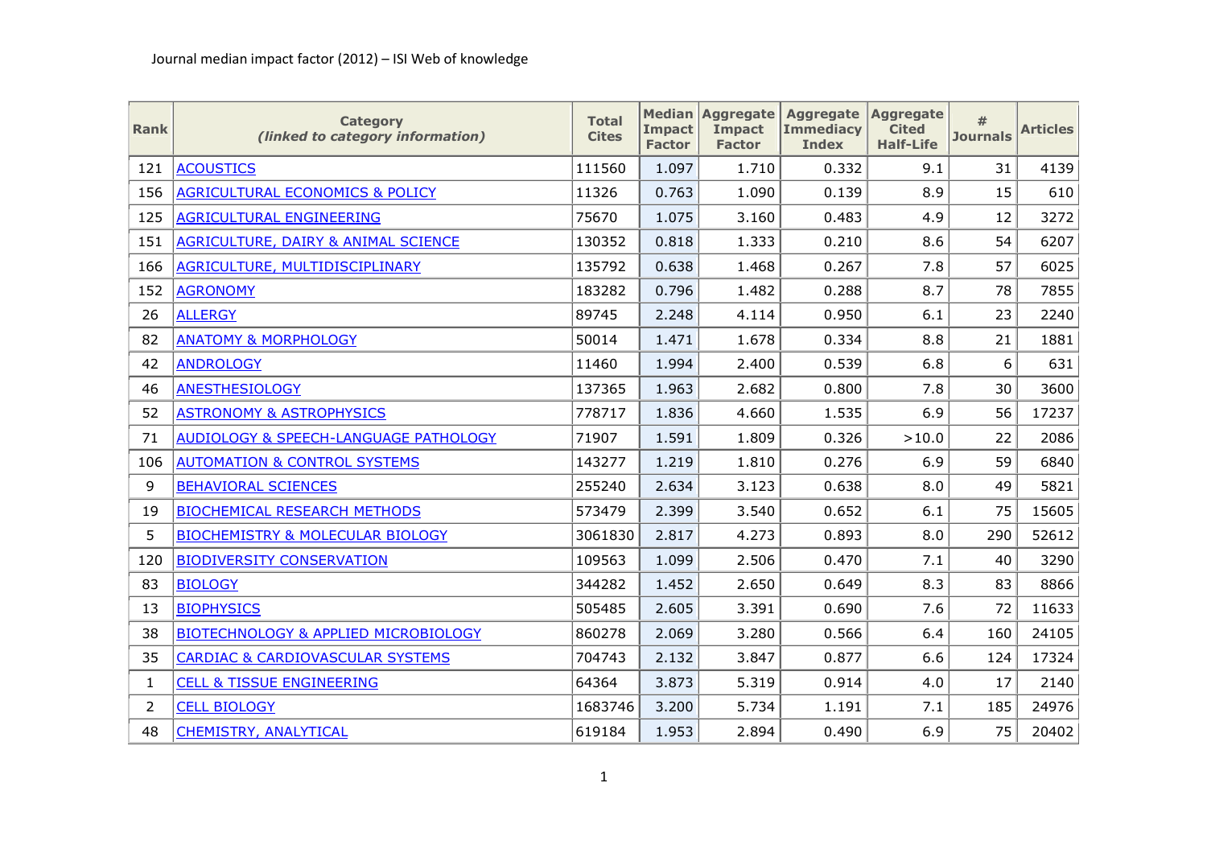Journal median impact factor (2012) – ISI Web of knowledge

| Rank | Category *(linked to category information)* | Total Cites | Median Impact Factor | Aggregate Impact Factor | Aggregate Immediacy Index | Aggregate Cited Half-Life | # Journals | Articles |
|---|---|---|---|---|---|---|---|---|
| 121 | ACOUSTICS | 111560 | 1.097 | 1.710 | 0.332 | 9.1 | 31 | 4139 |
| 156 | AGRICULTURAL ECONOMICS & POLICY | 11326 | 0.763 | 1.090 | 0.139 | 8.9 | 15 | 610 |
| 125 | AGRICULTURAL ENGINEERING | 75670 | 1.075 | 3.160 | 0.483 | 4.9 | 12 | 3272 |
| 151 | AGRICULTURE, DAIRY & ANIMAL SCIENCE | 130352 | 0.818 | 1.333 | 0.210 | 8.6 | 54 | 6207 |
| 166 | AGRICULTURE, MULTIDISCIPLINARY | 135792 | 0.638 | 1.468 | 0.267 | 7.8 | 57 | 6025 |
| 152 | AGRONOMY | 183282 | 0.796 | 1.482 | 0.288 | 8.7 | 78 | 7855 |
| 26 | ALLERGY | 89745 | 2.248 | 4.114 | 0.950 | 6.1 | 23 | 2240 |
| 82 | ANATOMY & MORPHOLOGY | 50014 | 1.471 | 1.678 | 0.334 | 8.8 | 21 | 1881 |
| 42 | ANDROLOGY | 11460 | 1.994 | 2.400 | 0.539 | 6.8 | 6 | 631 |
| 46 | ANESTHESIOLOGY | 137365 | 1.963 | 2.682 | 0.800 | 7.8 | 30 | 3600 |
| 52 | ASTRONOMY & ASTROPHYSICS | 778717 | 1.836 | 4.660 | 1.535 | 6.9 | 56 | 17237 |
| 71 | AUDIOLOGY & SPEECH-LANGUAGE PATHOLOGY | 71907 | 1.591 | 1.809 | 0.326 | >10.0 | 22 | 2086 |
| 106 | AUTOMATION & CONTROL SYSTEMS | 143277 | 1.219 | 1.810 | 0.276 | 6.9 | 59 | 6840 |
| 9 | BEHAVIORAL SCIENCES | 255240 | 2.634 | 3.123 | 0.638 | 8.0 | 49 | 5821 |
| 19 | BIOCHEMICAL RESEARCH METHODS | 573479 | 2.399 | 3.540 | 0.652 | 6.1 | 75 | 15605 |
| 5 | BIOCHEMISTRY & MOLECULAR BIOLOGY | 3061830 | 2.817 | 4.273 | 0.893 | 8.0 | 290 | 52612 |
| 120 | BIODIVERSITY CONSERVATION | 109563 | 1.099 | 2.506 | 0.470 | 7.1 | 40 | 3290 |
| 83 | BIOLOGY | 344282 | 1.452 | 2.650 | 0.649 | 8.3 | 83 | 8866 |
| 13 | BIOPHYSICS | 505485 | 2.605 | 3.391 | 0.690 | 7.6 | 72 | 11633 |
| 38 | BIOTECHNOLOGY & APPLIED MICROBIOLOGY | 860278 | 2.069 | 3.280 | 0.566 | 6.4 | 160 | 24105 |
| 35 | CARDIAC & CARDIOVASCULAR SYSTEMS | 704743 | 2.132 | 3.847 | 0.877 | 6.6 | 124 | 17324 |
| 1 | CELL & TISSUE ENGINEERING | 64364 | 3.873 | 5.319 | 0.914 | 4.0 | 17 | 2140 |
| 2 | CELL BIOLOGY | 1683746 | 3.200 | 5.734 | 1.191 | 7.1 | 185 | 24976 |
| 48 | CHEMISTRY, ANALYTICAL | 619184 | 1.953 | 2.894 | 0.490 | 6.9 | 75 | 20402 |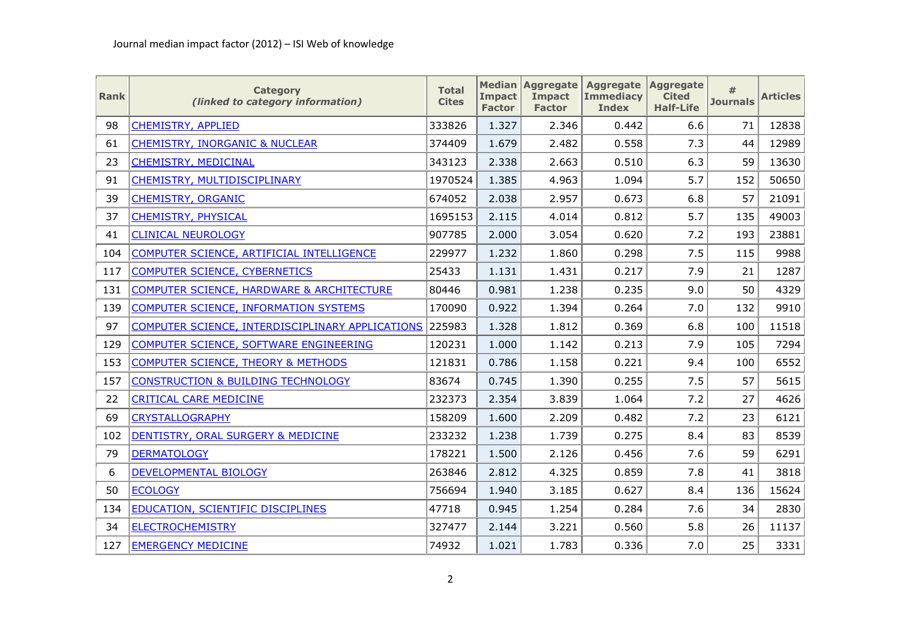Journal median impact factor (2012) – ISI Web of knowledge

| Rank | Category *(linked to category information)* | Total Cites | Median Impact Factor | Aggregate Impact Factor | Aggregate Immediacy Index | Aggregate Cited Half-Life | # Journals | Articles |
|---|---|---|---|---|---|---|---|---|
| 98 | CHEMISTRY, APPLIED | 333826 | 1.327 | 2.346 | 0.442 | 6.6 | 71 | 12838 |
| 61 | CHEMISTRY, INORGANIC & NUCLEAR | 374409 | 1.679 | 2.482 | 0.558 | 7.3 | 44 | 12989 |
| 23 | CHEMISTRY, MEDICINAL | 343123 | 2.338 | 2.663 | 0.510 | 6.3 | 59 | 13630 |
| 91 | CHEMISTRY, MULTIDISCIPLINARY | 1970524 | 1.385 | 4.963 | 1.094 | 5.7 | 152 | 50650 |
| 39 | CHEMISTRY, ORGANIC | 674052 | 2.038 | 2.957 | 0.673 | 6.8 | 57 | 21091 |
| 37 | CHEMISTRY, PHYSICAL | 1695153 | 2.115 | 4.014 | 0.812 | 5.7 | 135 | 49003 |
| 41 | CLINICAL NEUROLOGY | 907785 | 2.000 | 3.054 | 0.620 | 7.2 | 193 | 23881 |
| 104 | COMPUTER SCIENCE, ARTIFICIAL INTELLIGENCE | 229977 | 1.232 | 1.860 | 0.298 | 7.5 | 115 | 9988 |
| 117 | COMPUTER SCIENCE, CYBERNETICS | 25433 | 1.131 | 1.431 | 0.217 | 7.9 | 21 | 1287 |
| 131 | COMPUTER SCIENCE, HARDWARE & ARCHITECTURE | 80446 | 0.981 | 1.238 | 0.235 | 9.0 | 50 | 4329 |
| 139 | COMPUTER SCIENCE, INFORMATION SYSTEMS | 170090 | 0.922 | 1.394 | 0.264 | 7.0 | 132 | 9910 |
| 97 | COMPUTER SCIENCE, INTERDISCIPLINARY APPLICATIONS | 225983 | 1.328 | 1.812 | 0.369 | 6.8 | 100 | 11518 |
| 129 | COMPUTER SCIENCE, SOFTWARE ENGINEERING | 120231 | 1.000 | 1.142 | 0.213 | 7.9 | 105 | 7294 |
| 153 | COMPUTER SCIENCE, THEORY & METHODS | 121831 | 0.786 | 1.158 | 0.221 | 9.4 | 100 | 6552 |
| 157 | CONSTRUCTION & BUILDING TECHNOLOGY | 83674 | 0.745 | 1.390 | 0.255 | 7.5 | 57 | 5615 |
| 22 | CRITICAL CARE MEDICINE | 232373 | 2.354 | 3.839 | 1.064 | 7.2 | 27 | 4626 |
| 69 | CRYSTALLOGRAPHY | 158209 | 1.600 | 2.209 | 0.482 | 7.2 | 23 | 6121 |
| 102 | DENTISTRY, ORAL SURGERY & MEDICINE | 233232 | 1.238 | 1.739 | 0.275 | 8.4 | 83 | 8539 |
| 79 | DERMATOLOGY | 178221 | 1.500 | 2.126 | 0.456 | 7.6 | 59 | 6291 |
| 6 | DEVELOPMENTAL BIOLOGY | 263846 | 2.812 | 4.325 | 0.859 | 7.8 | 41 | 3818 |
| 50 | ECOLOGY | 756694 | 1.940 | 3.185 | 0.627 | 8.4 | 136 | 15624 |
| 134 | EDUCATION, SCIENTIFIC DISCIPLINES | 47718 | 0.945 | 1.254 | 0.284 | 7.6 | 34 | 2830 |
| 34 | ELECTROCHEMISTRY | 327477 | 2.144 | 3.221 | 0.560 | 5.8 | 26 | 11137 |
| 127 | EMERGENCY MEDICINE | 74932 | 1.021 | 1.783 | 0.336 | 7.0 | 25 | 3331 |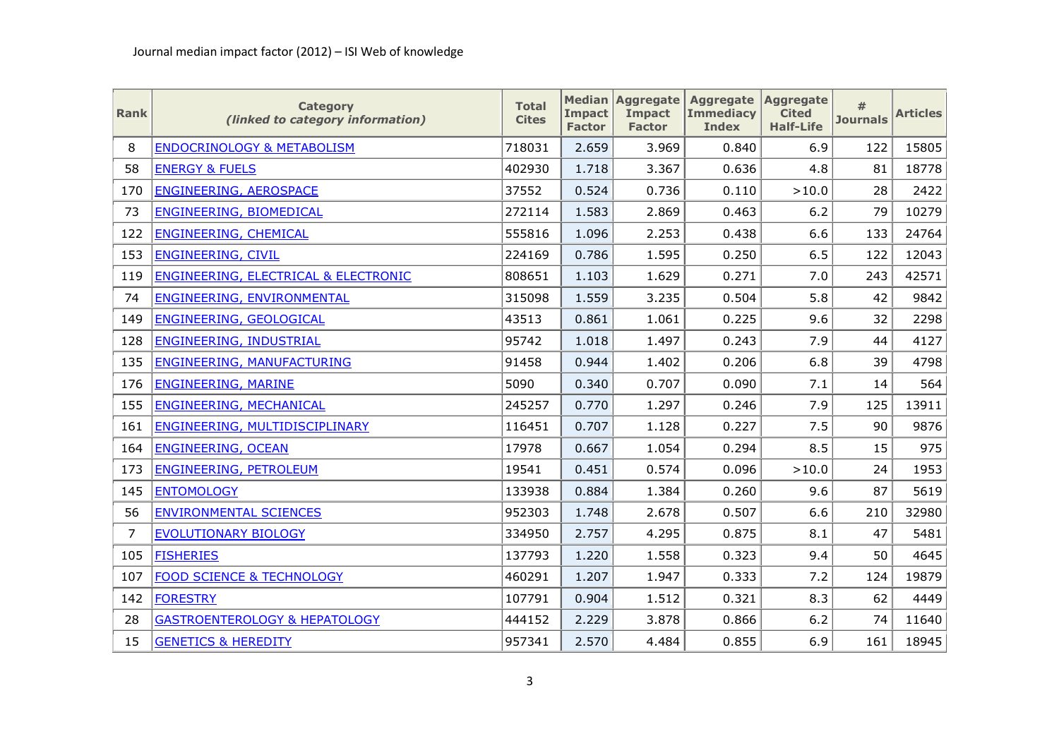Journal median impact factor (2012) – ISI Web of knowledge

| Rank | Category *(linked to category information)* | Total Cites | Median Impact Factor | Aggregate Impact Factor | Aggregate Immediacy Index | Aggregate Cited Half-Life | # Journals | Articles |
|---|---|---|---|---|---|---|---|---|
| 8 | ENDOCRINOLOGY & METABOLISM | 718031 | 2.659 | 3.969 | 0.840 | 6.9 | 122 | 15805 |
| 58 | ENERGY & FUELS | 402930 | 1.718 | 3.367 | 0.636 | 4.8 | 81 | 18778 |
| 170 | ENGINEERING, AEROSPACE | 37552 | 0.524 | 0.736 | 0.110 | >10.0 | 28 | 2422 |
| 73 | ENGINEERING, BIOMEDICAL | 272114 | 1.583 | 2.869 | 0.463 | 6.2 | 79 | 10279 |
| 122 | ENGINEERING, CHEMICAL | 555816 | 1.096 | 2.253 | 0.438 | 6.6 | 133 | 24764 |
| 153 | ENGINEERING, CIVIL | 224169 | 0.786 | 1.595 | 0.250 | 6.5 | 122 | 12043 |
| 119 | ENGINEERING, ELECTRICAL & ELECTRONIC | 808651 | 1.103 | 1.629 | 0.271 | 7.0 | 243 | 42571 |
| 74 | ENGINEERING, ENVIRONMENTAL | 315098 | 1.559 | 3.235 | 0.504 | 5.8 | 42 | 9842 |
| 149 | ENGINEERING, GEOLOGICAL | 43513 | 0.861 | 1.061 | 0.225 | 9.6 | 32 | 2298 |
| 128 | ENGINEERING, INDUSTRIAL | 95742 | 1.018 | 1.497 | 0.243 | 7.9 | 44 | 4127 |
| 135 | ENGINEERING, MANUFACTURING | 91458 | 0.944 | 1.402 | 0.206 | 6.8 | 39 | 4798 |
| 176 | ENGINEERING, MARINE | 5090 | 0.340 | 0.707 | 0.090 | 7.1 | 14 | 564 |
| 155 | ENGINEERING, MECHANICAL | 245257 | 0.770 | 1.297 | 0.246 | 7.9 | 125 | 13911 |
| 161 | ENGINEERING, MULTIDISCIPLINARY | 116451 | 0.707 | 1.128 | 0.227 | 7.5 | 90 | 9876 |
| 164 | ENGINEERING, OCEAN | 17978 | 0.667 | 1.054 | 0.294 | 8.5 | 15 | 975 |
| 173 | ENGINEERING, PETROLEUM | 19541 | 0.451 | 0.574 | 0.096 | >10.0 | 24 | 1953 |
| 145 | ENTOMOLOGY | 133938 | 0.884 | 1.384 | 0.260 | 9.6 | 87 | 5619 |
| 56 | ENVIRONMENTAL SCIENCES | 952303 | 1.748 | 2.678 | 0.507 | 6.6 | 210 | 32980 |
| 7 | EVOLUTIONARY BIOLOGY | 334950 | 2.757 | 4.295 | 0.875 | 8.1 | 47 | 5481 |
| 105 | FISHERIES | 137793 | 1.220 | 1.558 | 0.323 | 9.4 | 50 | 4645 |
| 107 | FOOD SCIENCE & TECHNOLOGY | 460291 | 1.207 | 1.947 | 0.333 | 7.2 | 124 | 19879 |
| 142 | FORESTRY | 107791 | 0.904 | 1.512 | 0.321 | 8.3 | 62 | 4449 |
| 28 | GASTROENTEROLOGY & HEPATOLOGY | 444152 | 2.229 | 3.878 | 0.866 | 6.2 | 74 | 11640 |
| 15 | GENETICS & HEREDITY | 957341 | 2.570 | 4.484 | 0.855 | 6.9 | 161 | 18945 |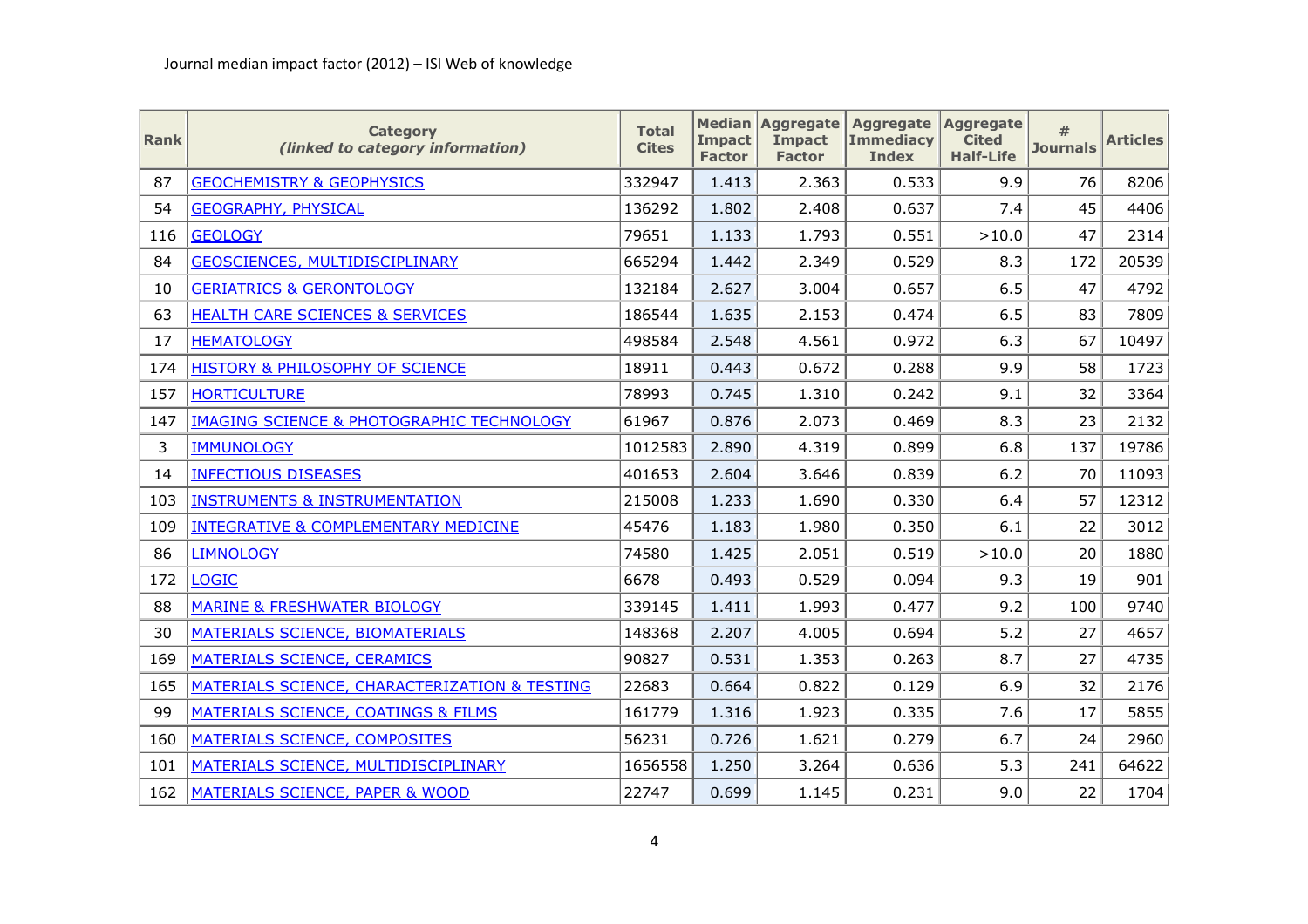Journal median impact factor (2012) – ISI Web of knowledge

| Rank | Category *(linked to category information)* | Total Cites | Median Impact Factor | Aggregate Impact Factor | Aggregate Immediacy Index | Aggregate Cited Half-Life | # Journals | Articles |
|---|---|---|---|---|---|---|---|---|
| 87 | GEOCHEMISTRY & GEOPHYSICS | 332947 | 1.413 | 2.363 | 0.533 | 9.9 | 76 | 8206 |
| 54 | GEOGRAPHY, PHYSICAL | 136292 | 1.802 | 2.408 | 0.637 | 7.4 | 45 | 4406 |
| 116 | GEOLOGY | 79651 | 1.133 | 1.793 | 0.551 | >10.0 | 47 | 2314 |
| 84 | GEOSCIENCES, MULTIDISCIPLINARY | 665294 | 1.442 | 2.349 | 0.529 | 8.3 | 172 | 20539 |
| 10 | GERIATRICS & GERONTOLOGY | 132184 | 2.627 | 3.004 | 0.657 | 6.5 | 47 | 4792 |
| 63 | HEALTH CARE SCIENCES & SERVICES | 186544 | 1.635 | 2.153 | 0.474 | 6.5 | 83 | 7809 |
| 17 | HEMATOLOGY | 498584 | 2.548 | 4.561 | 0.972 | 6.3 | 67 | 10497 |
| 174 | HISTORY & PHILOSOPHY OF SCIENCE | 18911 | 0.443 | 0.672 | 0.288 | 9.9 | 58 | 1723 |
| 157 | HORTICULTURE | 78993 | 0.745 | 1.310 | 0.242 | 9.1 | 32 | 3364 |
| 147 | IMAGING SCIENCE & PHOTOGRAPHIC TECHNOLOGY | 61967 | 0.876 | 2.073 | 0.469 | 8.3 | 23 | 2132 |
| 3 | IMMUNOLOGY | 1012583 | 2.890 | 4.319 | 0.899 | 6.8 | 137 | 19786 |
| 14 | INFECTIOUS DISEASES | 401653 | 2.604 | 3.646 | 0.839 | 6.2 | 70 | 11093 |
| 103 | INSTRUMENTS & INSTRUMENTATION | 215008 | 1.233 | 1.690 | 0.330 | 6.4 | 57 | 12312 |
| 109 | INTEGRATIVE & COMPLEMENTARY MEDICINE | 45476 | 1.183 | 1.980 | 0.350 | 6.1 | 22 | 3012 |
| 86 | LIMNOLOGY | 74580 | 1.425 | 2.051 | 0.519 | >10.0 | 20 | 1880 |
| 172 | LOGIC | 6678 | 0.493 | 0.529 | 0.094 | 9.3 | 19 | 901 |
| 88 | MARINE & FRESHWATER BIOLOGY | 339145 | 1.411 | 1.993 | 0.477 | 9.2 | 100 | 9740 |
| 30 | MATERIALS SCIENCE, BIOMATERIALS | 148368 | 2.207 | 4.005 | 0.694 | 5.2 | 27 | 4657 |
| 169 | MATERIALS SCIENCE, CERAMICS | 90827 | 0.531 | 1.353 | 0.263 | 8.7 | 27 | 4735 |
| 165 | MATERIALS SCIENCE, CHARACTERIZATION & TESTING | 22683 | 0.664 | 0.822 | 0.129 | 6.9 | 32 | 2176 |
| 99 | MATERIALS SCIENCE, COATINGS & FILMS | 161779 | 1.316 | 1.923 | 0.335 | 7.6 | 17 | 5855 |
| 160 | MATERIALS SCIENCE, COMPOSITES | 56231 | 0.726 | 1.621 | 0.279 | 6.7 | 24 | 2960 |
| 101 | MATERIALS SCIENCE, MULTIDISCIPLINARY | 1656558 | 1.250 | 3.264 | 0.636 | 5.3 | 241 | 64622 |
| 162 | MATERIALS SCIENCE, PAPER & WOOD | 22747 | 0.699 | 1.145 | 0.231 | 9.0 | 22 | 1704 |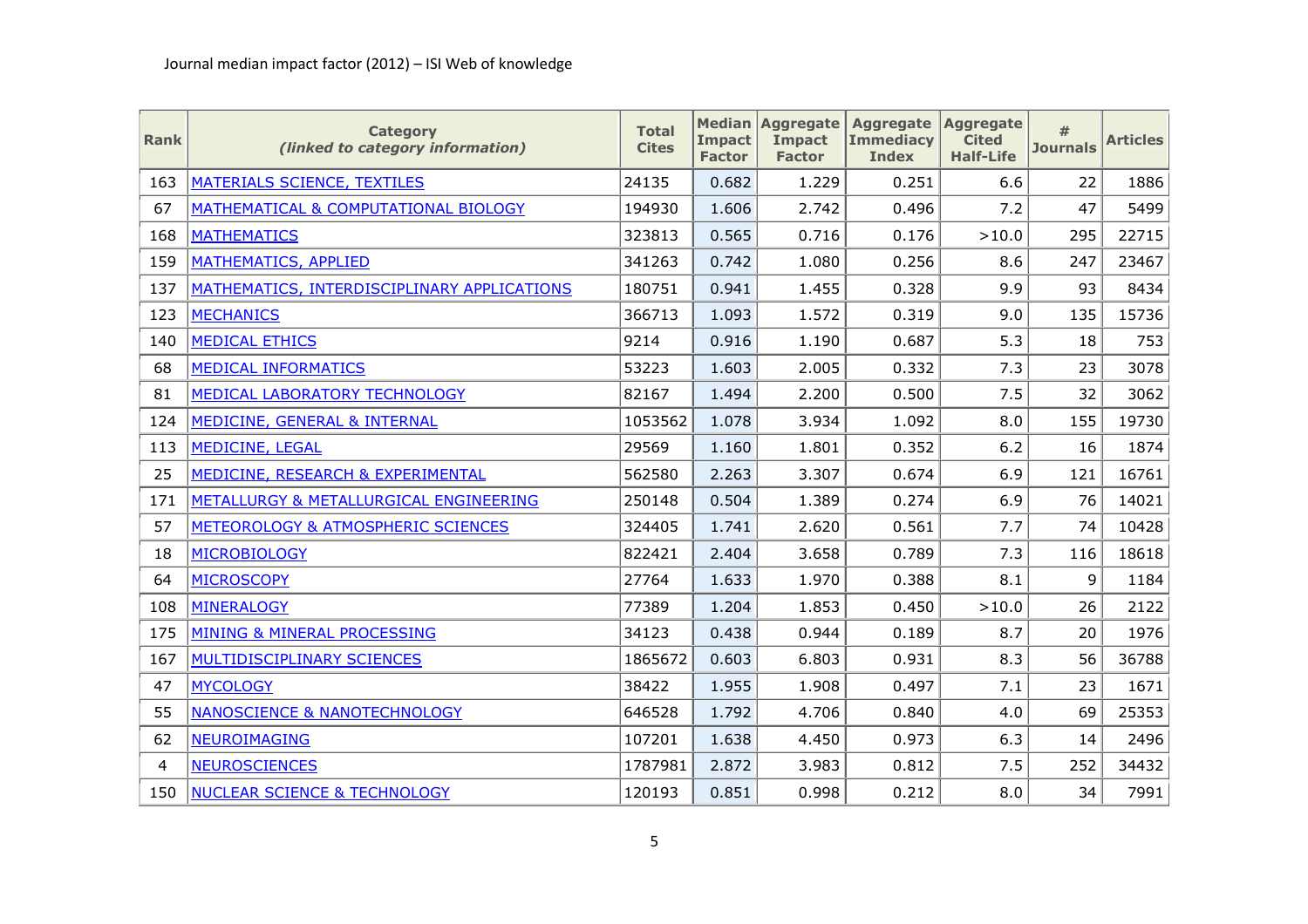Journal median impact factor (2012) – ISI Web of knowledge

| Rank | Category *(linked to category information)* | Total Cites | Median Impact Factor | Aggregate Impact Factor | Aggregate Immediacy Index | Aggregate Cited Half-Life | # Journals | Articles |
|---|---|---|---|---|---|---|---|---|
| 163 | MATERIALS SCIENCE, TEXTILES | 24135 | 0.682 | 1.229 | 0.251 | 6.6 | 22 | 1886 |
| 67 | MATHEMATICAL & COMPUTATIONAL BIOLOGY | 194930 | 1.606 | 2.742 | 0.496 | 7.2 | 47 | 5499 |
| 168 | MATHEMATICS | 323813 | 0.565 | 0.716 | 0.176 | >10.0 | 295 | 22715 |
| 159 | MATHEMATICS, APPLIED | 341263 | 0.742 | 1.080 | 0.256 | 8.6 | 247 | 23467 |
| 137 | MATHEMATICS, INTERDISCIPLINARY APPLICATIONS | 180751 | 0.941 | 1.455 | 0.328 | 9.9 | 93 | 8434 |
| 123 | MECHANICS | 366713 | 1.093 | 1.572 | 0.319 | 9.0 | 135 | 15736 |
| 140 | MEDICAL ETHICS | 9214 | 0.916 | 1.190 | 0.687 | 5.3 | 18 | 753 |
| 68 | MEDICAL INFORMATICS | 53223 | 1.603 | 2.005 | 0.332 | 7.3 | 23 | 3078 |
| 81 | MEDICAL LABORATORY TECHNOLOGY | 82167 | 1.494 | 2.200 | 0.500 | 7.5 | 32 | 3062 |
| 124 | MEDICINE, GENERAL & INTERNAL | 1053562 | 1.078 | 3.934 | 1.092 | 8.0 | 155 | 19730 |
| 113 | MEDICINE, LEGAL | 29569 | 1.160 | 1.801 | 0.352 | 6.2 | 16 | 1874 |
| 25 | MEDICINE, RESEARCH & EXPERIMENTAL | 562580 | 2.263 | 3.307 | 0.674 | 6.9 | 121 | 16761 |
| 171 | METALLURGY & METALLURGICAL ENGINEERING | 250148 | 0.504 | 1.389 | 0.274 | 6.9 | 76 | 14021 |
| 57 | METEOROLOGY & ATMOSPHERIC SCIENCES | 324405 | 1.741 | 2.620 | 0.561 | 7.7 | 74 | 10428 |
| 18 | MICROBIOLOGY | 822421 | 2.404 | 3.658 | 0.789 | 7.3 | 116 | 18618 |
| 64 | MICROSCOPY | 27764 | 1.633 | 1.970 | 0.388 | 8.1 | 9 | 1184 |
| 108 | MINERALOGY | 77389 | 1.204 | 1.853 | 0.450 | >10.0 | 26 | 2122 |
| 175 | MINING & MINERAL PROCESSING | 34123 | 0.438 | 0.944 | 0.189 | 8.7 | 20 | 1976 |
| 167 | MULTIDISCIPLINARY SCIENCES | 1865672 | 0.603 | 6.803 | 0.931 | 8.3 | 56 | 36788 |
| 47 | MYCOLOGY | 38422 | 1.955 | 1.908 | 0.497 | 7.1 | 23 | 1671 |
| 55 | NANOSCIENCE & NANOTECHNOLOGY | 646528 | 1.792 | 4.706 | 0.840 | 4.0 | 69 | 25353 |
| 62 | NEUROIMAGING | 107201 | 1.638 | 4.450 | 0.973 | 6.3 | 14 | 2496 |
| 4 | NEUROSCIENCES | 1787981 | 2.872 | 3.983 | 0.812 | 7.5 | 252 | 34432 |
| 150 | NUCLEAR SCIENCE & TECHNOLOGY | 120193 | 0.851 | 0.998 | 0.212 | 8.0 | 34 | 7991 |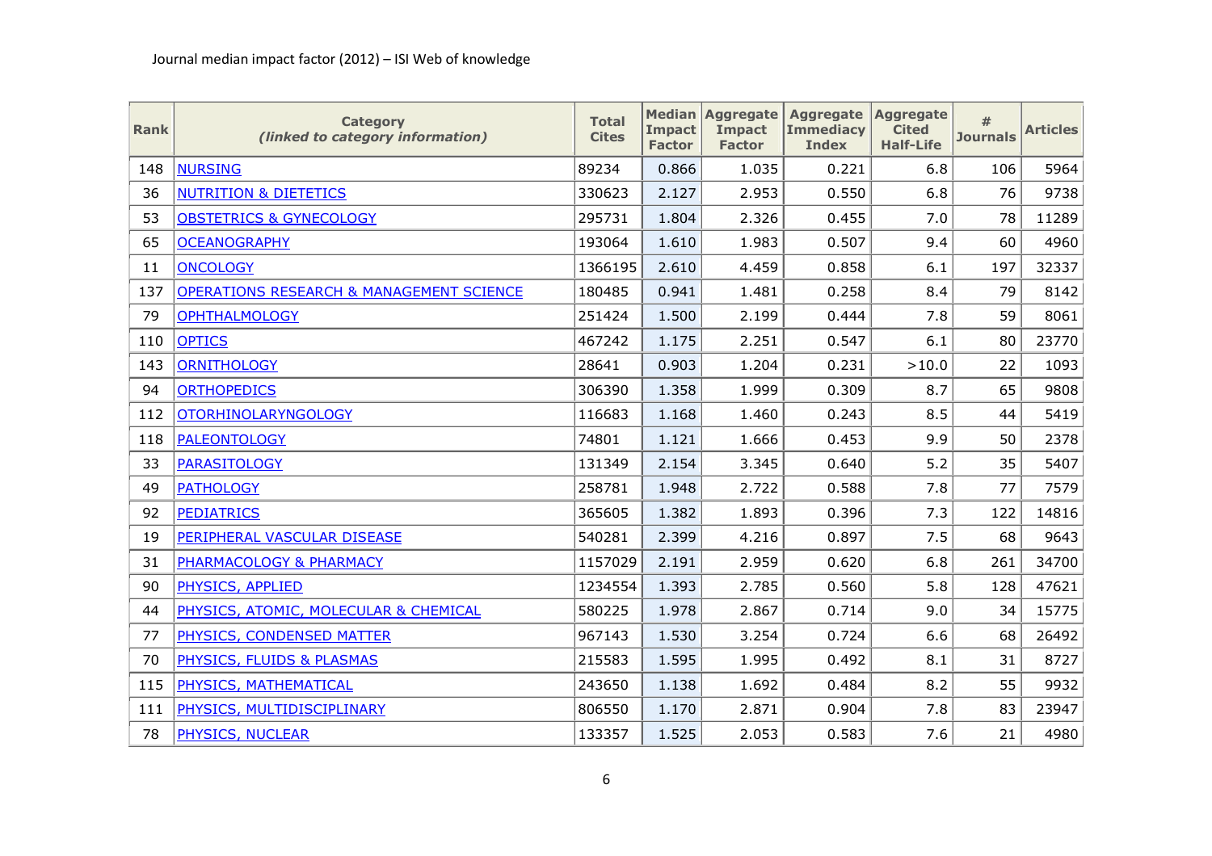Journal median impact factor (2012) – ISI Web of knowledge

| Rank | Category *(linked to category information)* | Total Cites | Median Impact Factor | Aggregate Impact Factor | Aggregate Immediacy Index | Aggregate Cited Half-Life | # Journals | Articles |
|---|---|---|---|---|---|---|---|---|
| 148 | NURSING | 89234 | 0.866 | 1.035 | 0.221 | 6.8 | 106 | 5964 |
| 36 | NUTRITION & DIETETICS | 330623 | 2.127 | 2.953 | 0.550 | 6.8 | 76 | 9738 |
| 53 | OBSTETRICS & GYNECOLOGY | 295731 | 1.804 | 2.326 | 0.455 | 7.0 | 78 | 11289 |
| 65 | OCEANOGRAPHY | 193064 | 1.610 | 1.983 | 0.507 | 9.4 | 60 | 4960 |
| 11 | ONCOLOGY | 1366195 | 2.610 | 4.459 | 0.858 | 6.1 | 197 | 32337 |
| 137 | OPERATIONS RESEARCH & MANAGEMENT SCIENCE | 180485 | 0.941 | 1.481 | 0.258 | 8.4 | 79 | 8142 |
| 79 | OPHTHALMOLOGY | 251424 | 1.500 | 2.199 | 0.444 | 7.8 | 59 | 8061 |
| 110 | OPTICS | 467242 | 1.175 | 2.251 | 0.547 | 6.1 | 80 | 23770 |
| 143 | ORNITHOLOGY | 28641 | 0.903 | 1.204 | 0.231 | >10.0 | 22 | 1093 |
| 94 | ORTHOPEDICS | 306390 | 1.358 | 1.999 | 0.309 | 8.7 | 65 | 9808 |
| 112 | OTORHINOLARYNGOLOGY | 116683 | 1.168 | 1.460 | 0.243 | 8.5 | 44 | 5419 |
| 118 | PALEONTOLOGY | 74801 | 1.121 | 1.666 | 0.453 | 9.9 | 50 | 2378 |
| 33 | PARASITOLOGY | 131349 | 2.154 | 3.345 | 0.640 | 5.2 | 35 | 5407 |
| 49 | PATHOLOGY | 258781 | 1.948 | 2.722 | 0.588 | 7.8 | 77 | 7579 |
| 92 | PEDIATRICS | 365605 | 1.382 | 1.893 | 0.396 | 7.3 | 122 | 14816 |
| 19 | PERIPHERAL VASCULAR DISEASE | 540281 | 2.399 | 4.216 | 0.897 | 7.5 | 68 | 9643 |
| 31 | PHARMACOLOGY & PHARMACY | 1157029 | 2.191 | 2.959 | 0.620 | 6.8 | 261 | 34700 |
| 90 | PHYSICS, APPLIED | 1234554 | 1.393 | 2.785 | 0.560 | 5.8 | 128 | 47621 |
| 44 | PHYSICS, ATOMIC, MOLECULAR & CHEMICAL | 580225 | 1.978 | 2.867 | 0.714 | 9.0 | 34 | 15775 |
| 77 | PHYSICS, CONDENSED MATTER | 967143 | 1.530 | 3.254 | 0.724 | 6.6 | 68 | 26492 |
| 70 | PHYSICS, FLUIDS & PLASMAS | 215583 | 1.595 | 1.995 | 0.492 | 8.1 | 31 | 8727 |
| 115 | PHYSICS, MATHEMATICAL | 243650 | 1.138 | 1.692 | 0.484 | 8.2 | 55 | 9932 |
| 111 | PHYSICS, MULTIDISCIPLINARY | 806550 | 1.170 | 2.871 | 0.904 | 7.8 | 83 | 23947 |
| 78 | PHYSICS, NUCLEAR | 133357 | 1.525 | 2.053 | 0.583 | 7.6 | 21 | 4980 |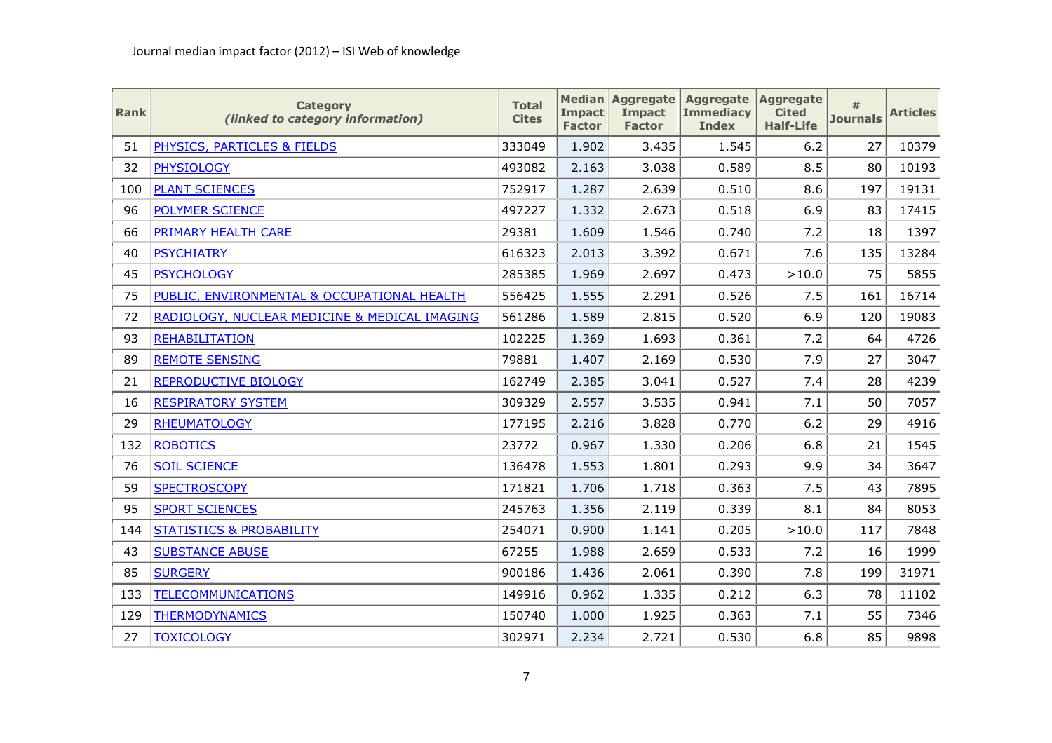Journal median impact factor (2012) – ISI Web of knowledge

| Rank | Category *(linked to category information)* | Total Cites | Median Impact Factor | Aggregate Impact Factor | Aggregate Immediacy Index | Aggregate Cited Half-Life | # Journals | Articles |
|---|---|---|---|---|---|---|---|---|
| 51 | PHYSICS, PARTICLES & FIELDS | 333049 | 1.902 | 3.435 | 1.545 | 6.2 | 27 | 10379 |
| 32 | PHYSIOLOGY | 493082 | 2.163 | 3.038 | 0.589 | 8.5 | 80 | 10193 |
| 100 | PLANT SCIENCES | 752917 | 1.287 | 2.639 | 0.510 | 8.6 | 197 | 19131 |
| 96 | POLYMER SCIENCE | 497227 | 1.332 | 2.673 | 0.518 | 6.9 | 83 | 17415 |
| 66 | PRIMARY HEALTH CARE | 29381 | 1.609 | 1.546 | 0.740 | 7.2 | 18 | 1397 |
| 40 | PSYCHIATRY | 616323 | 2.013 | 3.392 | 0.671 | 7.6 | 135 | 13284 |
| 45 | PSYCHOLOGY | 285385 | 1.969 | 2.697 | 0.473 | >10.0 | 75 | 5855 |
| 75 | PUBLIC, ENVIRONMENTAL & OCCUPATIONAL HEALTH | 556425 | 1.555 | 2.291 | 0.526 | 7.5 | 161 | 16714 |
| 72 | RADIOLOGY, NUCLEAR MEDICINE & MEDICAL IMAGING | 561286 | 1.589 | 2.815 | 0.520 | 6.9 | 120 | 19083 |
| 93 | REHABILITATION | 102225 | 1.369 | 1.693 | 0.361 | 7.2 | 64 | 4726 |
| 89 | REMOTE SENSING | 79881 | 1.407 | 2.169 | 0.530 | 7.9 | 27 | 3047 |
| 21 | REPRODUCTIVE BIOLOGY | 162749 | 2.385 | 3.041 | 0.527 | 7.4 | 28 | 4239 |
| 16 | RESPIRATORY SYSTEM | 309329 | 2.557 | 3.535 | 0.941 | 7.1 | 50 | 7057 |
| 29 | RHEUMATOLOGY | 177195 | 2.216 | 3.828 | 0.770 | 6.2 | 29 | 4916 |
| 132 | ROBOTICS | 23772 | 0.967 | 1.330 | 0.206 | 6.8 | 21 | 1545 |
| 76 | SOIL SCIENCE | 136478 | 1.553 | 1.801 | 0.293 | 9.9 | 34 | 3647 |
| 59 | SPECTROSCOPY | 171821 | 1.706 | 1.718 | 0.363 | 7.5 | 43 | 7895 |
| 95 | SPORT SCIENCES | 245763 | 1.356 | 2.119 | 0.339 | 8.1 | 84 | 8053 |
| 144 | STATISTICS & PROBABILITY | 254071 | 0.900 | 1.141 | 0.205 | >10.0 | 117 | 7848 |
| 43 | SUBSTANCE ABUSE | 67255 | 1.988 | 2.659 | 0.533 | 7.2 | 16 | 1999 |
| 85 | SURGERY | 900186 | 1.436 | 2.061 | 0.390 | 7.8 | 199 | 31971 |
| 133 | TELECOMMUNICATIONS | 149916 | 0.962 | 1.335 | 0.212 | 6.3 | 78 | 11102 |
| 129 | THERMODYNAMICS | 150740 | 1.000 | 1.925 | 0.363 | 7.1 | 55 | 7346 |
| 27 | TOXICOLOGY | 302971 | 2.234 | 2.721 | 0.530 | 6.8 | 85 | 9898 |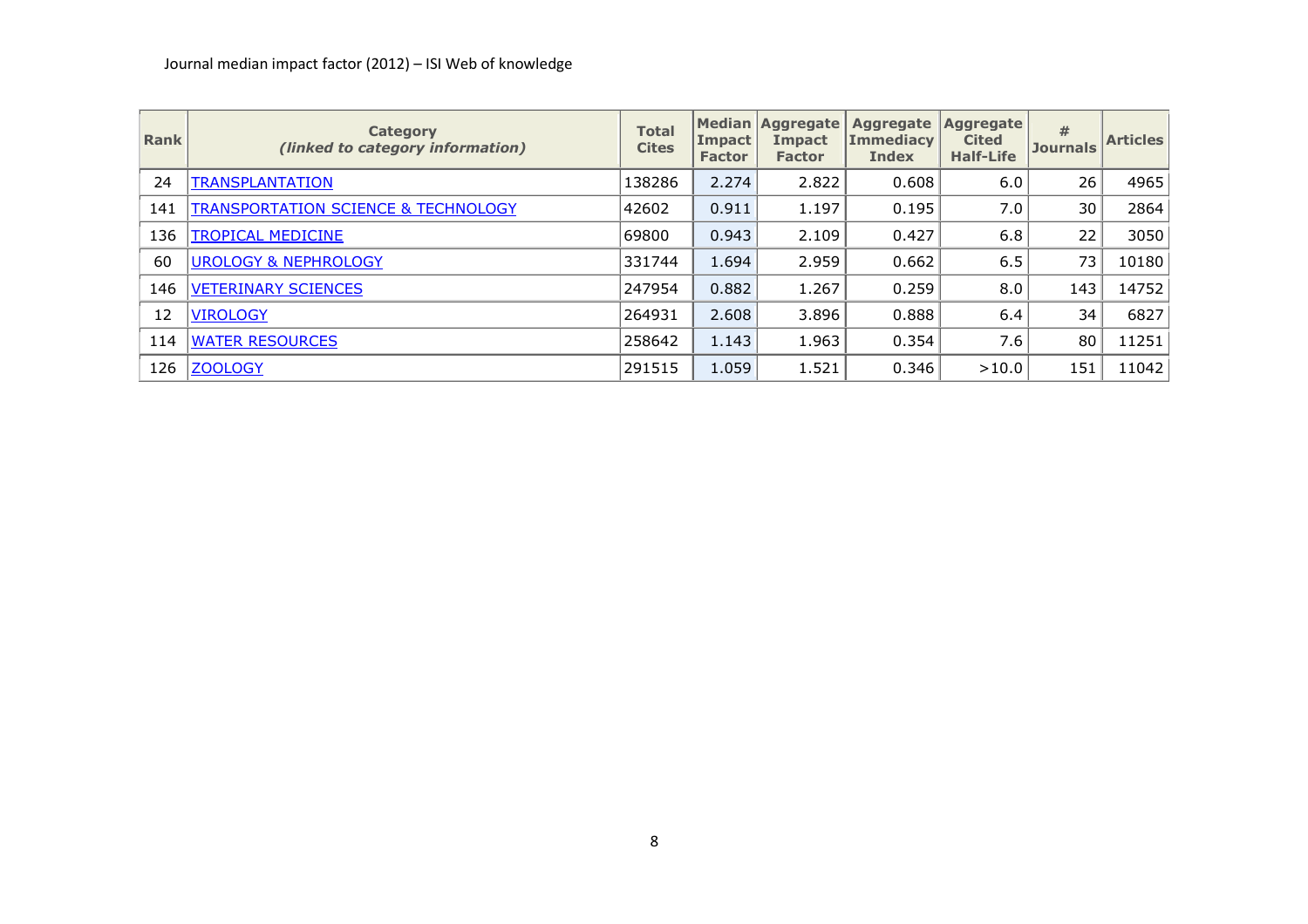Journal median impact factor (2012) – ISI Web of knowledge

| Rank | Category *(linked to category information)* | Total Cites | Median Impact Factor | Aggregate Impact Factor | Aggregate Immediacy Index | Aggregate Cited Half-Life | # Journals | Articles |
|---|---|---|---|---|---|---|---|---|
| 24 | TRANSPLANTATION | 138286 | 2.274 | 2.822 | 0.608 | 6.0 | 26 | 4965 |
| 141 | TRANSPORTATION SCIENCE & TECHNOLOGY | 42602 | 0.911 | 1.197 | 0.195 | 7.0 | 30 | 2864 |
| 136 | TROPICAL MEDICINE | 69800 | 0.943 | 2.109 | 0.427 | 6.8 | 22 | 3050 |
| 60 | UROLOGY & NEPHROLOGY | 331744 | 1.694 | 2.959 | 0.662 | 6.5 | 73 | 10180 |
| 146 | VETERINARY SCIENCES | 247954 | 0.882 | 1.267 | 0.259 | 8.0 | 143 | 14752 |
| 12 | VIROLOGY | 264931 | 2.608 | 3.896 | 0.888 | 6.4 | 34 | 6827 |
| 114 | WATER RESOURCES | 258642 | 1.143 | 1.963 | 0.354 | 7.6 | 80 | 11251 |
| 126 | ZOOLOGY | 291515 | 1.059 | 1.521 | 0.346 | >10.0 | 151 | 11042 |